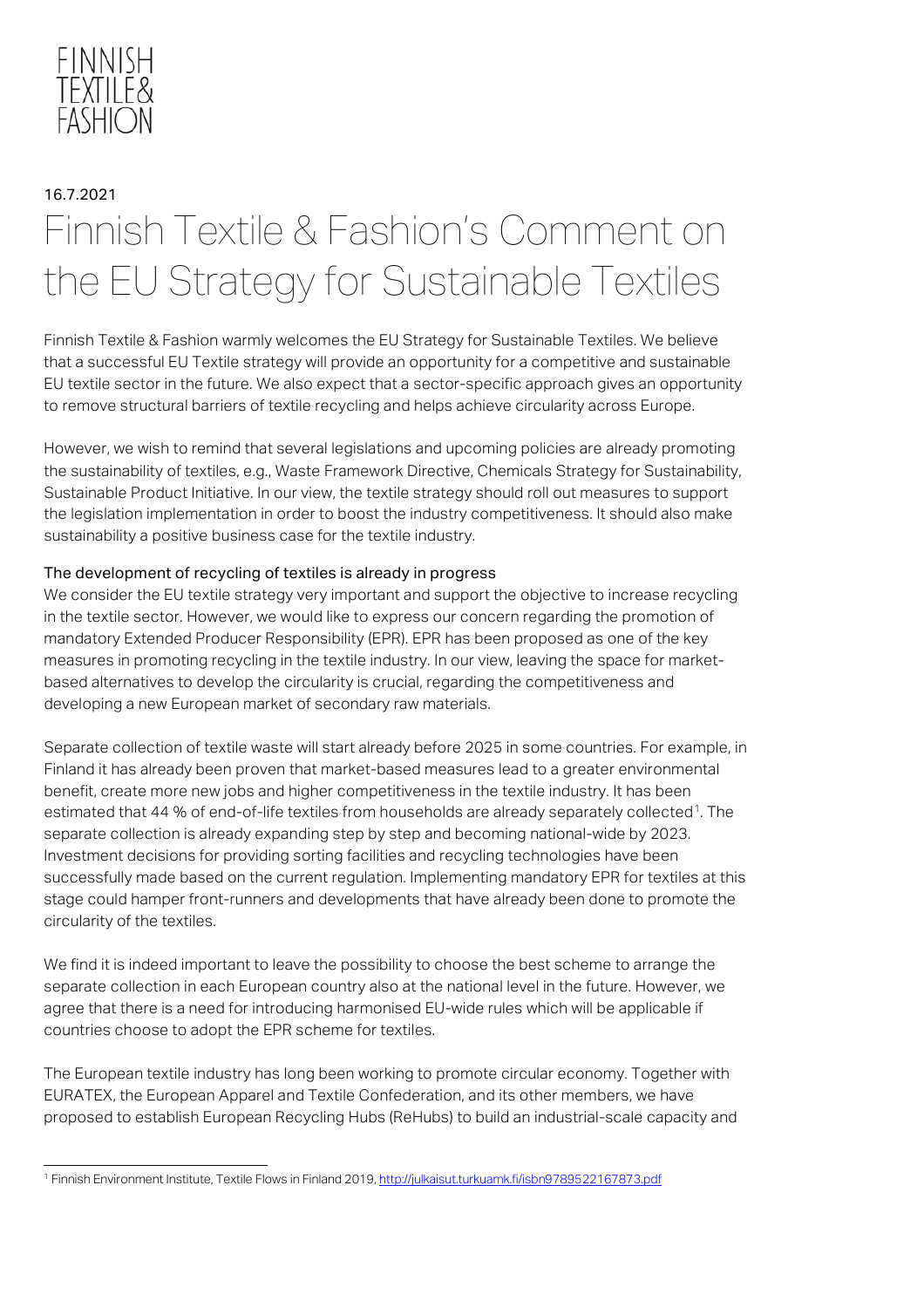FINNISH TEXTILE& FASHION

16.7.2021

# Finnish Textile & Fashion's Comment on the EU Strategy for Sustainable Textiles

Finnish Textile & Fashion warmly welcomes the EU Strategy for Sustainable Textiles. We believe that a successful EU Textile strategy will provide an opportunity for a competitive and sustainable EU textile sector in the future. We also expect that a sector-specific approach gives an opportunity to remove structural barriers of textile recycling and helps achieve circularity across Europe.

However, we wish to remind that several legislations and upcoming policies are already promoting the sustainability of textiles, e.g., Waste Framework Directive, Chemicals Strategy for Sustainability, Sustainable Product Initiative. In our view, the textile strategy should roll out measures to support the legislation implementation in order to boost the industry competitiveness. It should also make sustainability a positive business case for the textile industry.

## The development of recycling of textiles is already in progress

We consider the EU textile strategy very important and support the objective to increase recycling in the textile sector. However, we would like to express our concern regarding the promotion of mandatory Extended Producer Responsibility (EPR). EPR has been proposed as one of the key measures in promoting recycling in the textile industry. In our view, leaving the space for market-based alternatives to develop the circularity is crucial, regarding the competitiveness and developing a new European market of secondary raw materials.

Separate collection of textile waste will start already before 2025 in some countries. For example, in Finland it has already been proven that market-based measures lead to a greater environmental benefit, create more new jobs and higher competitiveness in the textile industry. It has been estimated that 44 % of end-of-life textiles from households are already separately collected[1]. The separate collection is already expanding step by step and becoming national-wide by 2023. Investment decisions for providing sorting facilities and recycling technologies have been successfully made based on the current regulation. Implementing mandatory EPR for textiles at this stage could hamper front-runners and developments that have already been done to promote the circularity of the textiles.

We find it is indeed important to leave the possibility to choose the best scheme to arrange the separate collection in each European country also at the national level in the future. However, we agree that there is a need for introducing harmonised EU-wide rules which will be applicable if countries choose to adopt the EPR scheme for textiles.

The European textile industry has long been working to promote circular economy. Together with EURATEX, the European Apparel and Textile Confederation, and its other members, we have proposed to establish European Recycling Hubs (ReHubs) to build an industrial-scale capacity and

[1] Finnish Environment Institute, Textile Flows in Finland 2019, http://julkaisut.turkuamk.fi/isbn9789522167873.pdf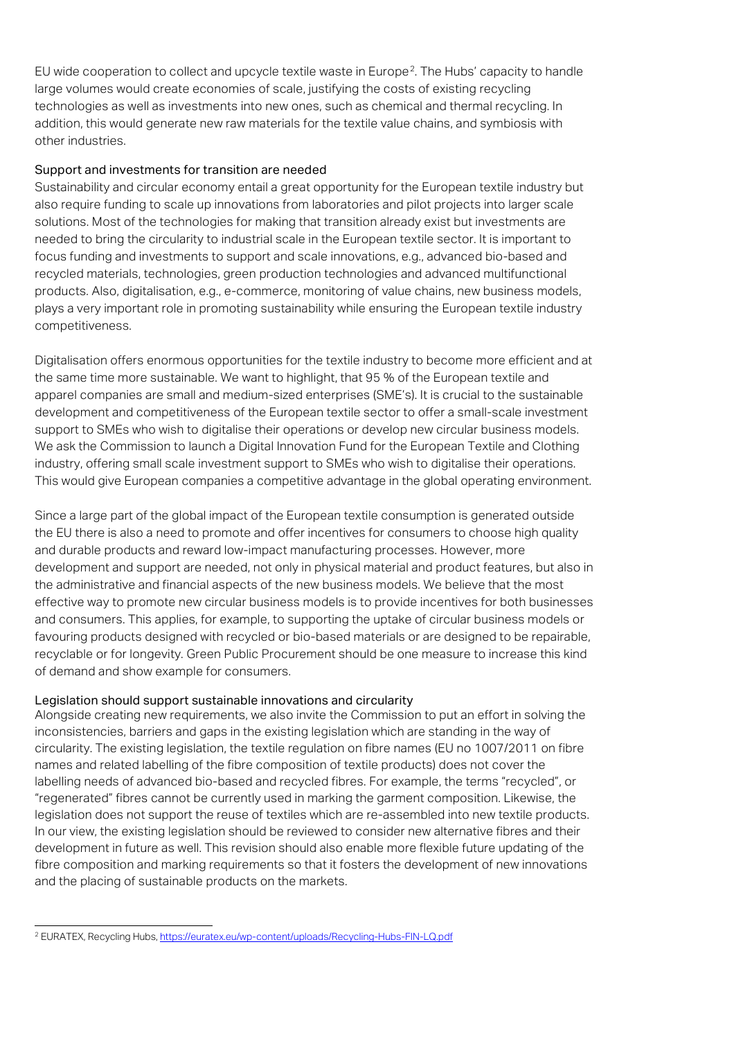EU wide cooperation to collect and upcycle textile waste in Europe[2]. The Hubs' capacity to handle large volumes would create economies of scale, justifying the costs of existing recycling technologies as well as investments into new ones, such as chemical and thermal recycling. In addition, this would generate new raw materials for the textile value chains, and symbiosis with other industries.

## Support and investments for transition are needed

Sustainability and circular economy entail a great opportunity for the European textile industry but also require funding to scale up innovations from laboratories and pilot projects into larger scale solutions. Most of the technologies for making that transition already exist but investments are needed to bring the circularity to industrial scale in the European textile sector. It is important to focus funding and investments to support and scale innovations, e.g., advanced bio-based and recycled materials, technologies, green production technologies and advanced multifunctional products. Also, digitalisation, e.g., e-commerce, monitoring of value chains, new business models, plays a very important role in promoting sustainability while ensuring the European textile industry competitiveness.

Digitalisation offers enormous opportunities for the textile industry to become more efficient and at the same time more sustainable. We want to highlight, that 95 % of the European textile and apparel companies are small and medium-sized enterprises (SME's). It is crucial to the sustainable development and competitiveness of the European textile sector to offer a small-scale investment support to SMEs who wish to digitalise their operations or develop new circular business models. We ask the Commission to launch a Digital Innovation Fund for the European Textile and Clothing industry, offering small scale investment support to SMEs who wish to digitalise their operations. This would give European companies a competitive advantage in the global operating environment.

Since a large part of the global impact of the European textile consumption is generated outside the EU there is also a need to promote and offer incentives for consumers to choose high quality and durable products and reward low-impact manufacturing processes. However, more development and support are needed, not only in physical material and product features, but also in the administrative and financial aspects of the new business models. We believe that the most effective way to promote new circular business models is to provide incentives for both businesses and consumers. This applies, for example, to supporting the uptake of circular business models or favouring products designed with recycled or bio-based materials or are designed to be repairable, recyclable or for longevity. Green Public Procurement should be one measure to increase this kind of demand and show example for consumers.

## Legislation should support sustainable innovations and circularity

Alongside creating new requirements, we also invite the Commission to put an effort in solving the inconsistencies, barriers and gaps in the existing legislation which are standing in the way of circularity. The existing legislation, the textile regulation on fibre names (EU no 1007/2011 on fibre names and related labelling of the fibre composition of textile products) does not cover the labelling needs of advanced bio-based and recycled fibres. For example, the terms "recycled", or "regenerated" fibres cannot be currently used in marking the garment composition. Likewise, the legislation does not support the reuse of textiles which are re-assembled into new textile products. In our view, the existing legislation should be reviewed to consider new alternative fibres and their development in future as well. This revision should also enable more flexible future updating of the fibre composition and marking requirements so that it fosters the development of new innovations and the placing of sustainable products on the markets.

---

[2] EURATEX, Recycling Hubs, https://euratex.eu/wp-content/uploads/Recycling-Hubs-FIN-LQ.pdf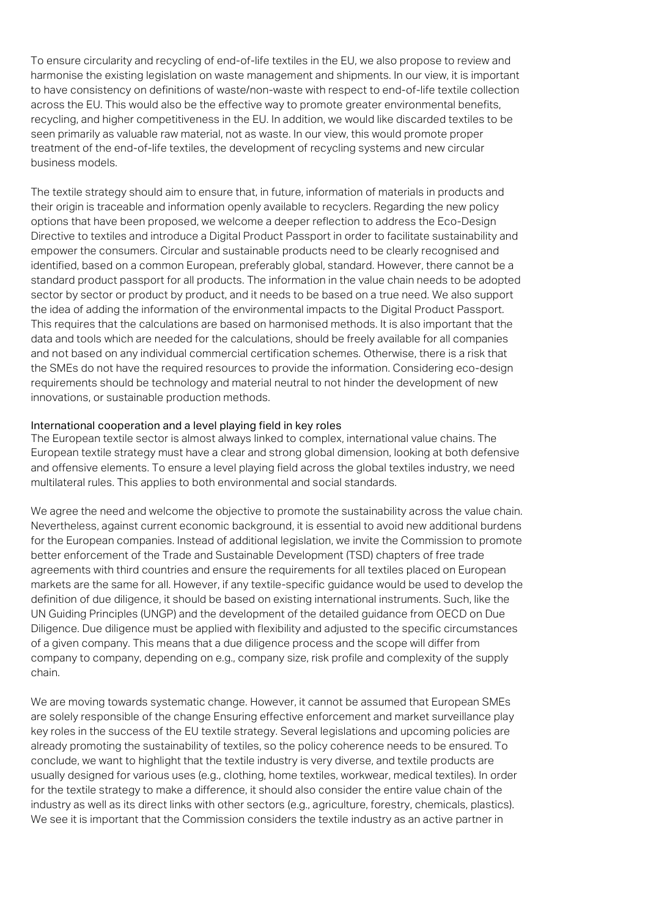To ensure circularity and recycling of end-of-life textiles in the EU, we also propose to review and harmonise the existing legislation on waste management and shipments. In our view, it is important to have consistency on definitions of waste/non-waste with respect to end-of-life textile collection across the EU. This would also be the effective way to promote greater environmental benefits, recycling, and higher competitiveness in the EU. In addition, we would like discarded textiles to be seen primarily as valuable raw material, not as waste. In our view, this would promote proper treatment of the end-of-life textiles, the development of recycling systems and new circular business models.

The textile strategy should aim to ensure that, in future, information of materials in products and their origin is traceable and information openly available to recyclers. Regarding the new policy options that have been proposed, we welcome a deeper reflection to address the Eco-Design Directive to textiles and introduce a Digital Product Passport in order to facilitate sustainability and empower the consumers. Circular and sustainable products need to be clearly recognised and identified, based on a common European, preferably global, standard. However, there cannot be a standard product passport for all products. The information in the value chain needs to be adopted sector by sector or product by product, and it needs to be based on a true need. We also support the idea of adding the information of the environmental impacts to the Digital Product Passport. This requires that the calculations are based on harmonised methods. It is also important that the data and tools which are needed for the calculations, should be freely available for all companies and not based on any individual commercial certification schemes. Otherwise, there is a risk that the SMEs do not have the required resources to provide the information. Considering eco-design requirements should be technology and material neutral to not hinder the development of new innovations, or sustainable production methods.

## International cooperation and a level playing field in key roles

The European textile sector is almost always linked to complex, international value chains. The European textile strategy must have a clear and strong global dimension, looking at both defensive and offensive elements. To ensure a level playing field across the global textiles industry, we need multilateral rules. This applies to both environmental and social standards.

We agree the need and welcome the objective to promote the sustainability across the value chain. Nevertheless, against current economic background, it is essential to avoid new additional burdens for the European companies. Instead of additional legislation, we invite the Commission to promote better enforcement of the Trade and Sustainable Development (TSD) chapters of free trade agreements with third countries and ensure the requirements for all textiles placed on European markets are the same for all. However, if any textile-specific guidance would be used to develop the definition of due diligence, it should be based on existing international instruments. Such, like the UN Guiding Principles (UNGP) and the development of the detailed guidance from OECD on Due Diligence. Due diligence must be applied with flexibility and adjusted to the specific circumstances of a given company. This means that a due diligence process and the scope will differ from company to company, depending on e.g., company size, risk profile and complexity of the supply chain.

We are moving towards systematic change. However, it cannot be assumed that European SMEs are solely responsible of the change Ensuring effective enforcement and market surveillance play key roles in the success of the EU textile strategy. Several legislations and upcoming policies are already promoting the sustainability of textiles, so the policy coherence needs to be ensured. To conclude, we want to highlight that the textile industry is very diverse, and textile products are usually designed for various uses (e.g., clothing, home textiles, workwear, medical textiles). In order for the textile strategy to make a difference, it should also consider the entire value chain of the industry as well as its direct links with other sectors (e.g., agriculture, forestry, chemicals, plastics). We see it is important that the Commission considers the textile industry as an active partner in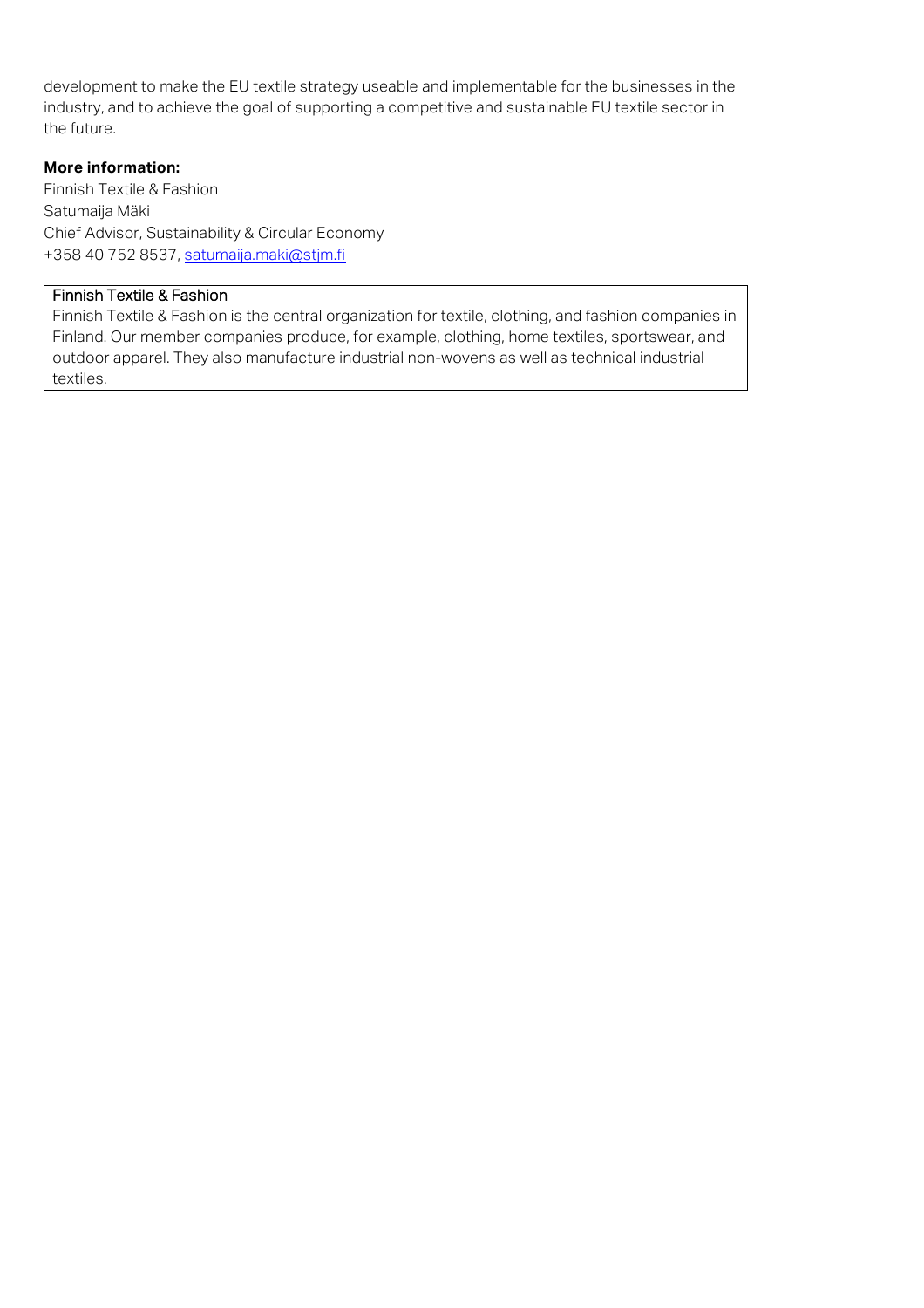development to make the EU textile strategy useable and implementable for the businesses in the industry, and to achieve the goal of supporting a competitive and sustainable EU textile sector in the future.

**More information:**

Finnish Textile & Fashion
Satumaija Mäki
Chief Advisor, Sustainability & Circular Economy
+358 40 752 8537, satumaija.maki@stjm.fi

Finnish Textile & Fashion

Finnish Textile & Fashion is the central organization for textile, clothing, and fashion companies in Finland. Our member companies produce, for example, clothing, home textiles, sportswear, and outdoor apparel. They also manufacture industrial non-wovens as well as technical industrial textiles.